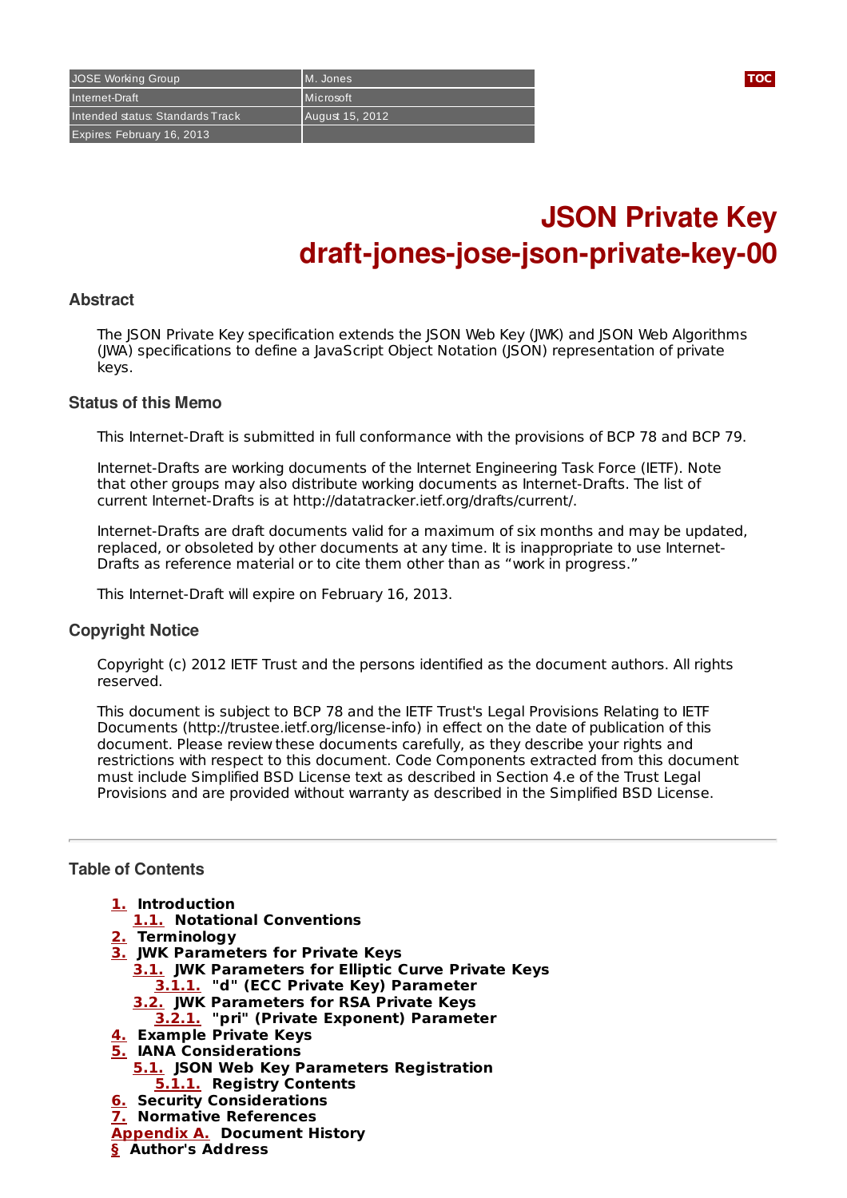| JOSE Working Group | M. Jones |
| --- | --- |
| Internet-Draft | Microsoft |
| Intended status: Standards Track | August 15, 2012 |
| Expires: February 16, 2013 | |

# JSON Private Key
# draft-jones-jose-json-private-key-00

## Abstract

The JSON Private Key specification extends the JSON Web Key (JWK) and JSON Web Algorithms (JWA) specifications to define a JavaScript Object Notation (JSON) representation of private keys.

## Status of this Memo

This Internet-Draft is submitted in full conformance with the provisions of BCP 78 and BCP 79.

Internet-Drafts are working documents of the Internet Engineering Task Force (IETF). Note that other groups may also distribute working documents as Internet-Drafts. The list of current Internet-Drafts is at http://datatracker.ietf.org/drafts/current/.

Internet-Drafts are draft documents valid for a maximum of six months and may be updated, replaced, or obsoleted by other documents at any time. It is inappropriate to use Internet-Drafts as reference material or to cite them other than as “work in progress.”

This Internet-Draft will expire on February 16, 2013.

## Copyright Notice

Copyright (c) 2012 IETF Trust and the persons identified as the document authors. All rights reserved.

This document is subject to BCP 78 and the IETF Trust's Legal Provisions Relating to IETF Documents (http://trustee.ietf.org/license-info) in effect on the date of publication of this document. Please review these documents carefully, as they describe your rights and restrictions with respect to this document. Code Components extracted from this document must include Simplified BSD License text as described in Section 4.e of the Trust Legal Provisions and are provided without warranty as described in the Simplified BSD License.

---

## Table of Contents

- **1.** Introduction
  - **1.1.** Notational Conventions
- **2.** Terminology
- **3.** JWK Parameters for Private Keys
  - **3.1.** JWK Parameters for Elliptic Curve Private Keys
    - **3.1.1.** "d" (ECC Private Key) Parameter
  - **3.2.** JWK Parameters for RSA Private Keys
    - **3.2.1.** "pri" (Private Exponent) Parameter
- **4.** Example Private Keys
- **5.** IANA Considerations
  - **5.1.** JSON Web Key Parameters Registration
    - **5.1.1.** Registry Contents
- **6.** Security Considerations
- **7.** Normative References
- **Appendix A.** Document History
- **§** Author's Address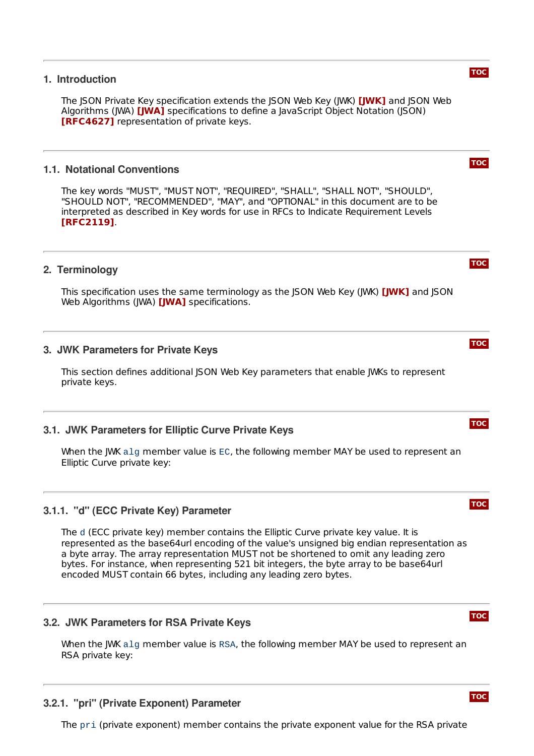## 1. Introduction

The JSON Private Key specification extends the JSON Web Key (JWK) **[JWK]** and JSON Web Algorithms (JWA) **[JWA]** specifications to define a JavaScript Object Notation (JSON) **[RFC4627]** representation of private keys.

### 1.1. Notational Conventions

The key words "MUST", "MUST NOT", "REQUIRED", "SHALL", "SHALL NOT", "SHOULD", "SHOULD NOT", "RECOMMENDED", "MAY", and "OPTIONAL" in this document are to be interpreted as described in Key words for use in RFCs to Indicate Requirement Levels **[RFC2119]**.

## 2. Terminology

This specification uses the same terminology as the JSON Web Key (JWK) **[JWK]** and JSON Web Algorithms (JWA) **[JWA]** specifications.

## 3. JWK Parameters for Private Keys

This section defines additional JSON Web Key parameters that enable JWKs to represent private keys.

### 3.1. JWK Parameters for Elliptic Curve Private Keys

When the JWK `alg` member value is `EC`, the following member MAY be used to represent an Elliptic Curve private key:

#### 3.1.1. "d" (ECC Private Key) Parameter

The `d` (ECC private key) member contains the Elliptic Curve private key value. It is represented as the base64url encoding of the value's unsigned big endian representation as a byte array. The array representation MUST not be shortened to omit any leading zero bytes. For instance, when representing 521 bit integers, the byte array to be base64url encoded MUST contain 66 bytes, including any leading zero bytes.

### 3.2. JWK Parameters for RSA Private Keys

When the JWK `alg` member value is `RSA`, the following member MAY be used to represent an RSA private key:

#### 3.2.1. "pri" (Private Exponent) Parameter

The `pri` (private exponent) member contains the private exponent value for the RSA private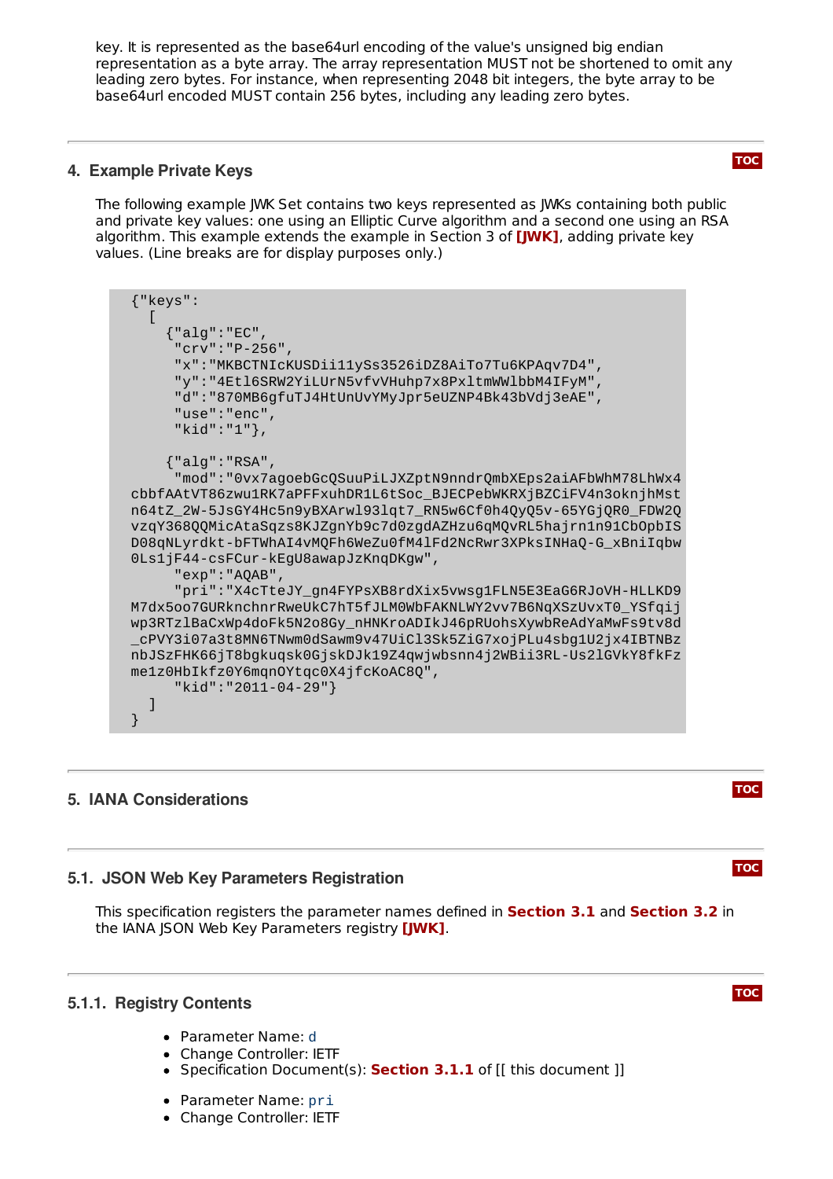key. It is represented as the base64url encoding of the value's unsigned big endian representation as a byte array. The array representation MUST not be shortened to omit any leading zero bytes. For instance, when representing 2048 bit integers, the byte array to be base64url encoded MUST contain 256 bytes, including any leading zero bytes.

## 4. Example Private Keys

The following example JWK Set contains two keys represented as JWKs containing both public and private key values: one using an Elliptic Curve algorithm and a second one using an RSA algorithm. This example extends the example in Section 3 of **[JWK]**, adding private key values. (Line breaks are for display purposes only.)

```
{"keys":
  [
    {"alg":"EC",
     "crv":"P-256",
     "x":"MKBCTNIcKUSDii11ySs3526iDZ8AiTo7Tu6KPAqv7D4",
     "y":"4Etl6SRW2YiLUrN5vfvVHuhp7x8PxltmWWlbbM4IFyM",
     "d":"870MB6gfuTJ4HtUnUvYMyJpr5eUZNP4Bk43bVdj3eAE",
     "use":"enc",
     "kid":"1"},

    {"alg":"RSA",
     "mod":"0vx7agoebGcQSuuPiLJXZptN9nndrQmbXEps2aiAFbWhM78LhWx4
cbbfAAtVT86zwu1RK7aPFFxuhDR1L6tSoc_BJECPebWKRXjBZCiFV4n3oknjhMst
n64tZ_2W-5JsGY4Hc5n9yBXArwl93lqt7_RN5w6Cf0h4QyQ5v-65YGjQR0_FDW2Q
vzqY368QQMicAtaSqzs8KJZgnYb9c7d0zgdAZHzu6qMQvRL5hajrn1n91CbOpbIS
D08qNLyrdkt-bFTWhAI4vMQFh6WeZu0fM4lFd2NcRwr3XPksINHaQ-G_xBniIqbw
0Ls1jF44-csFCur-kEgU8awapJzKnqDKgw",
     "exp":"AQAB",
     "pri":"X4cTteJY_gn4FYPsXB8rdXix5vwsg1FLN5E3EaG6RJoVH-HLLKD9
M7dx5oo7GURknchnrRweUkC7hT5fJLM0WbFAKNLWY2vv7B6NqXSzUvxT0_YSfqij
wp3RTzlBaCxWp4doFk5N2o8Gy_nHNKroADIkJ46pRUohsXywbReAdYaMwFs9tv8d
_cPVY3i07a3t8MN6TNwm0dSawm9v47UiCl3Sk5ZiG7xojPLu4sbg1U2jx4IBTNBz
nbJSzFHK66jT8bgkuqsk0GjskDJk19Z4qwjwbsnn4j2WBii3RL-Us2lGVkY8fkFz
me1z0HbIkfz0Y6mqnOYtqc0X4jfcKoAC8Q",
     "kid":"2011-04-29"}
  ]
}
```

## 5. IANA Considerations

### 5.1. JSON Web Key Parameters Registration

This specification registers the parameter names defined in **Section 3.1** and **Section 3.2** in the IANA JSON Web Key Parameters registry **[JWK]**.

#### 5.1.1. Registry Contents

- Parameter Name: `d`
- Change Controller: IETF
- Specification Document(s): **Section 3.1.1** of [[ this document ]]

- Parameter Name: `pri`
- Change Controller: IETF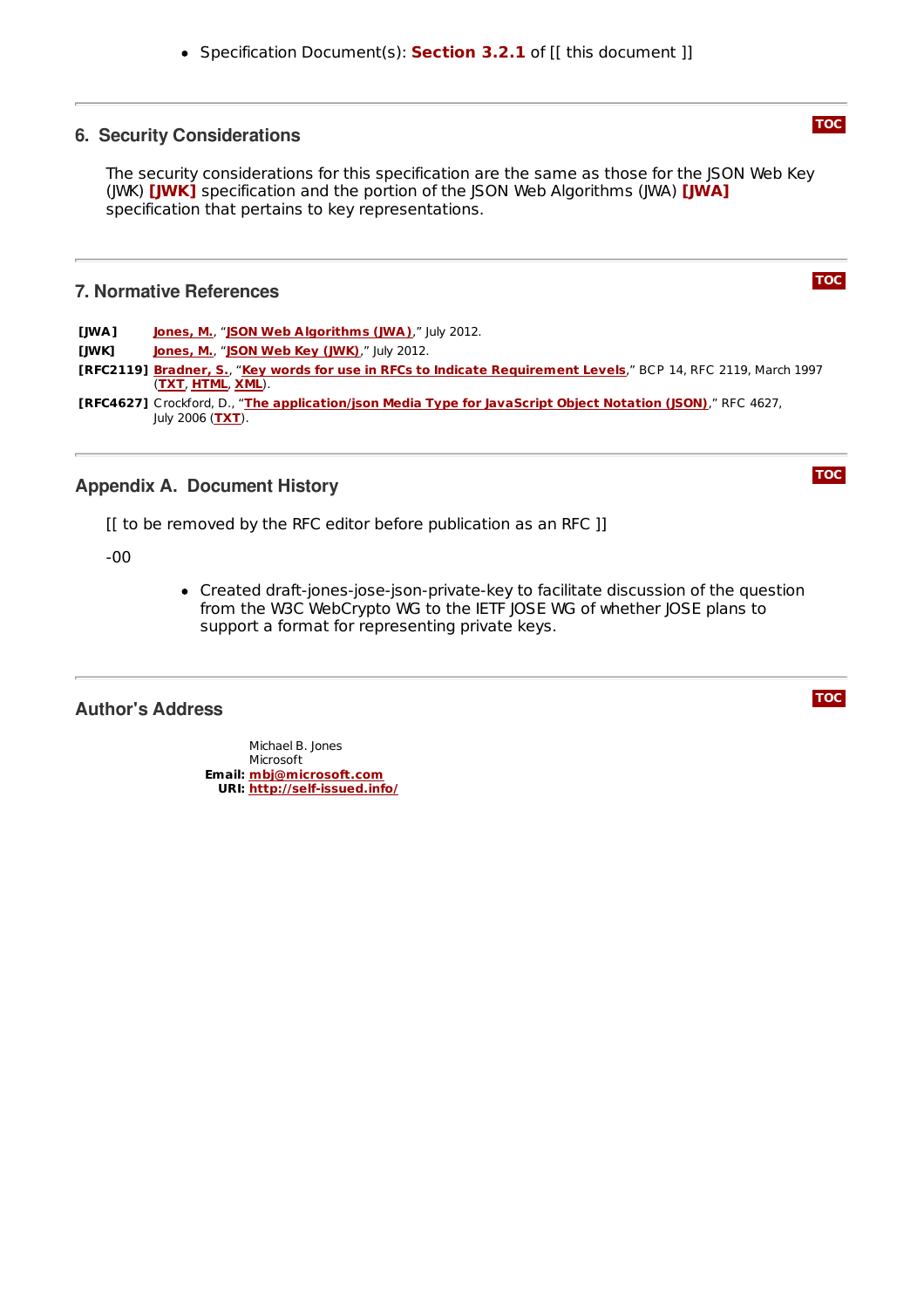- Specification Document(s): **Section 3.2.1** of [[ this document ]]

## 6. Security Considerations

The security considerations for this specification are the same as those for the JSON Web Key (JWK) **[JWK]** specification and the portion of the JSON Web Algorithms (JWA) **[JWA]** specification that pertains to key representations.

## 7. Normative References

| | |
|---|---|
| **[JWA]** | Jones, M., "JSON Web Algorithms (JWA)," July 2012. |
| **[JWK]** | Jones, M., "JSON Web Key (JWK)," July 2012. |
| **[RFC2119]** | Bradner, S., "Key words for use in RFCs to Indicate Requirement Levels," BCP 14, RFC 2119, March 1997 (TXT, HTML, XML). |
| **[RFC4627]** | Crockford, D., "The application/json Media Type for JavaScript Object Notation (JSON)," RFC 4627, July 2006 (TXT). |

## Appendix A. Document History

[[ to be removed by the RFC editor before publication as an RFC ]]

-00

- Created draft-jones-jose-json-private-key to facilitate discussion of the question from the W3C WebCrypto WG to the IETF JOSE WG of whether JOSE plans to support a format for representing private keys.

## Author's Address

Michael B. Jones
Microsoft
**Email:** mbj@microsoft.com
**URI:** http://self-issued.info/